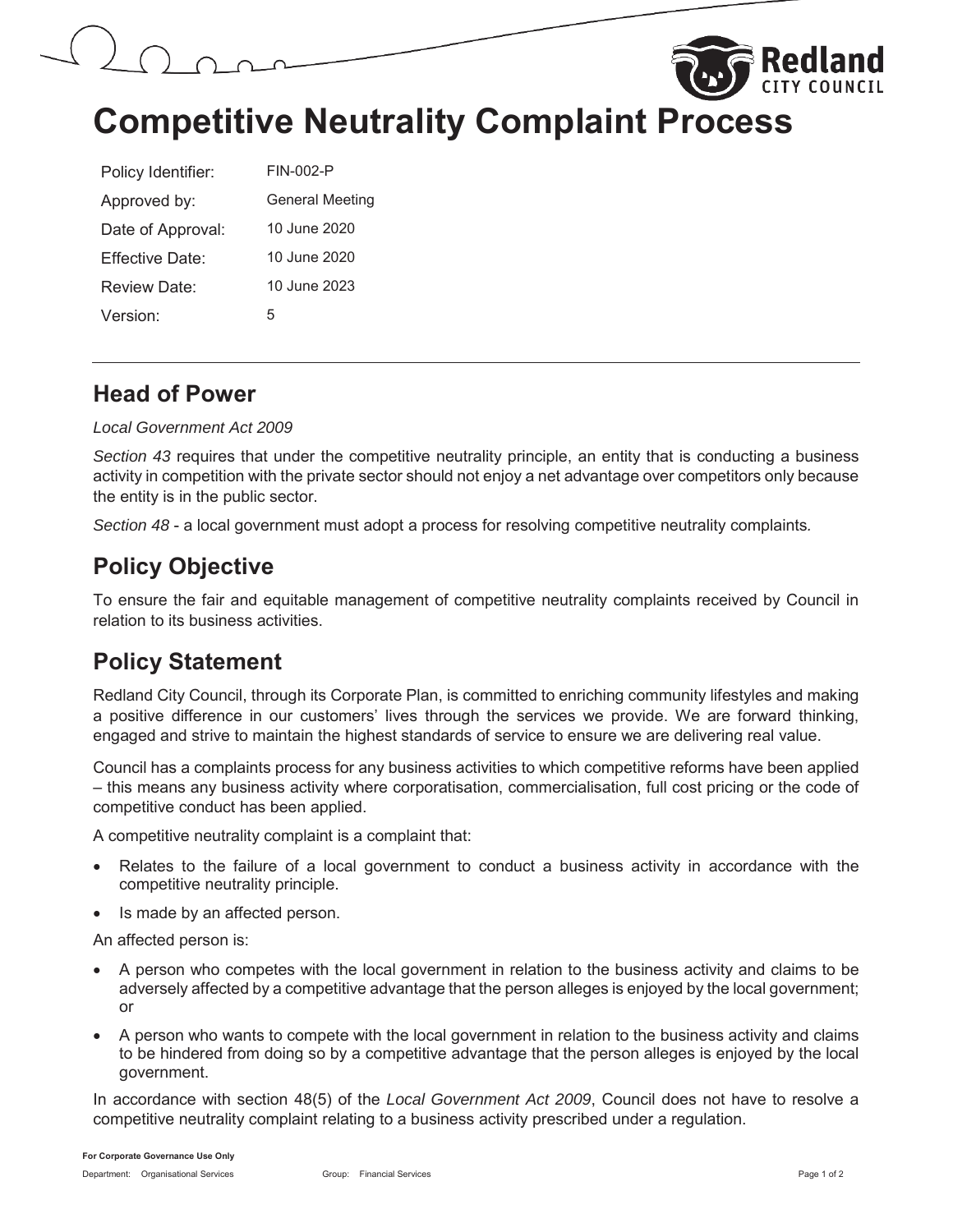# Competitive Neutrality Complaint Process

| | |
|---|---|
| Policy Identifier: | FIN-002-P |
| Approved by: | General Meeting |
| Date of Approval: | 10 June 2020 |
| Effective Date: | 10 June 2020 |
| Review Date: | 10 June 2023 |
| Version: | 5 |

## Head of Power

*Local Government Act 2009*

*Section 43* requires that under the competitive neutrality principle, an entity that is conducting a business activity in competition with the private sector should not enjoy a net advantage over competitors only because the entity is in the public sector.

*Section 48* - a local government must adopt a process for resolving competitive neutrality complaints.

## Policy Objective

To ensure the fair and equitable management of competitive neutrality complaints received by Council in relation to its business activities.

## Policy Statement

Redland City Council, through its Corporate Plan, is committed to enriching community lifestyles and making a positive difference in our customers' lives through the services we provide. We are forward thinking, engaged and strive to maintain the highest standards of service to ensure we are delivering real value.

Council has a complaints process for any business activities to which competitive reforms have been applied – this means any business activity where corporatisation, commercialisation, full cost pricing or the code of competitive conduct has been applied.

A competitive neutrality complaint is a complaint that:

- Relates to the failure of a local government to conduct a business activity in accordance with the competitive neutrality principle.
- Is made by an affected person.

An affected person is:

- A person who competes with the local government in relation to the business activity and claims to be adversely affected by a competitive advantage that the person alleges is enjoyed by the local government; or
- A person who wants to compete with the local government in relation to the business activity and claims to be hindered from doing so by a competitive advantage that the person alleges is enjoyed by the local government.

In accordance with section 48(5) of the *Local Government Act 2009*, Council does not have to resolve a competitive neutrality complaint relating to a business activity prescribed under a regulation.

**For Corporate Governance Use Only**

Department: Organisational Services Group: Financial Services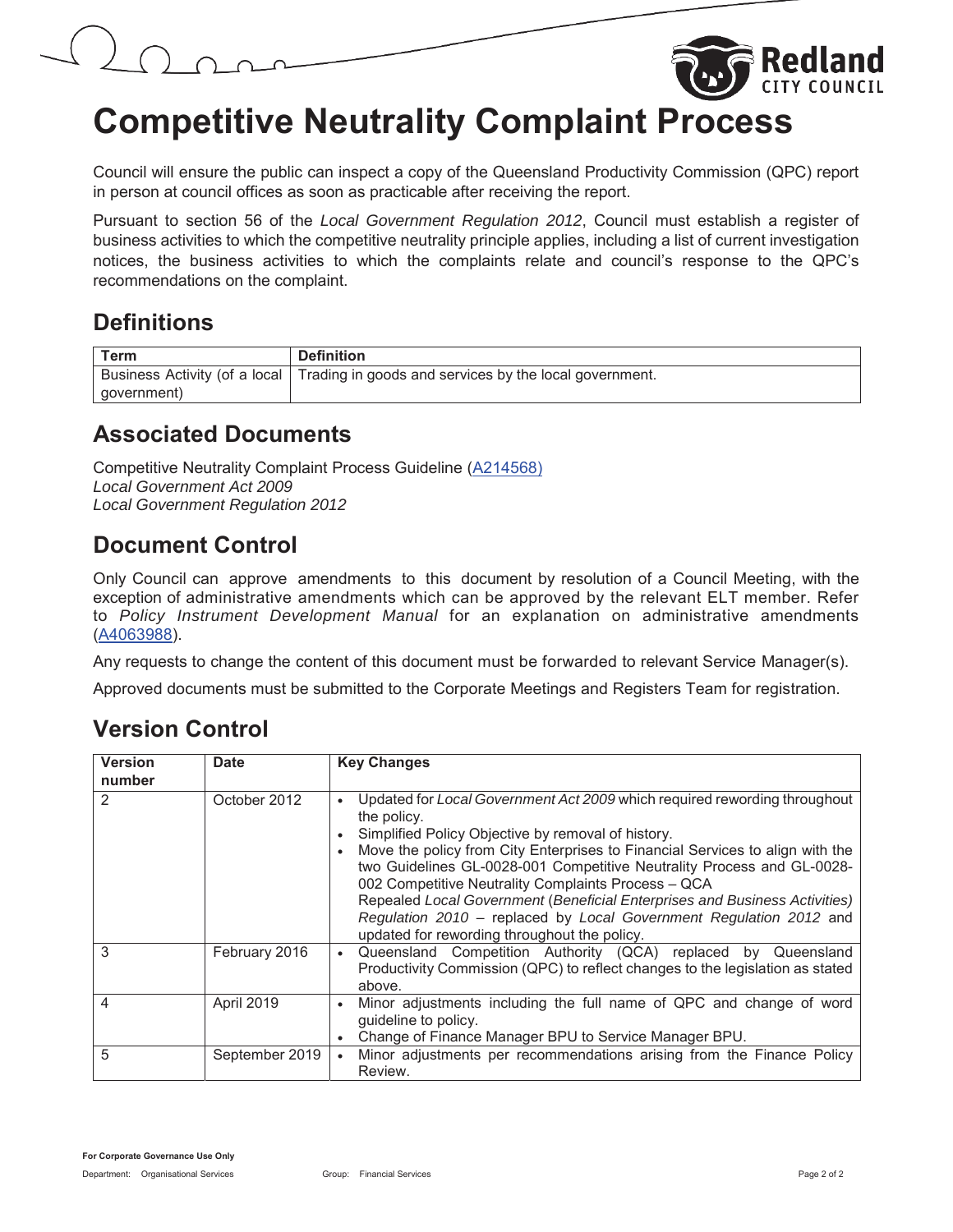# Competitive Neutrality Complaint Process

Council will ensure the public can inspect a copy of the Queensland Productivity Commission (QPC) report in person at council offices as soon as practicable after receiving the report.

Pursuant to section 56 of the *Local Government Regulation 2012*, Council must establish a register of business activities to which the competitive neutrality principle applies, including a list of current investigation notices, the business activities to which the complaints relate and council's response to the QPC's recommendations on the complaint.

## Definitions

| Term | Definition |
| --- | --- |
| Business Activity (of a local government) | Trading in goods and services by the local government. |

## Associated Documents

Competitive Neutrality Complaint Process Guideline (A214568)
*Local Government Act 2009*
*Local Government Regulation 2012*

## Document Control

Only Council can approve amendments to this document by resolution of a Council Meeting, with the exception of administrative amendments which can be approved by the relevant ELT member. Refer to *Policy Instrument Development Manual* for an explanation on administrative amendments (A4063988).

Any requests to change the content of this document must be forwarded to relevant Service Manager(s).

Approved documents must be submitted to the Corporate Meetings and Registers Team for registration.

## Version Control

| Version number | Date | Key Changes |
| --- | --- | --- |
| 2 | October 2012 | • Updated for *Local Government Act 2009* which required rewording throughout the policy.<br>• Simplified Policy Objective by removal of history.<br>• Move the policy from City Enterprises to Financial Services to align with the two Guidelines GL-0028-001 Competitive Neutrality Process and GL-0028-002 Competitive Neutrality Complaints Process – QCA<br>Repealed *Local Government* (*Beneficial Enterprises and Business Activities) Regulation 2010* – replaced by *Local Government Regulation 2012* and updated for rewording throughout the policy. |
| 3 | February 2016 | • Queensland Competition Authority (QCA) replaced by Queensland Productivity Commission (QPC) to reflect changes to the legislation as stated above. |
| 4 | April 2019 | • Minor adjustments including the full name of QPC and change of word guideline to policy.<br>• Change of Finance Manager BPU to Service Manager BPU. |
| 5 | September 2019 | • Minor adjustments per recommendations arising from the Finance Policy Review. |

**For Corporate Governance Use Only**
Department: Organisational Services Group: Financial Services